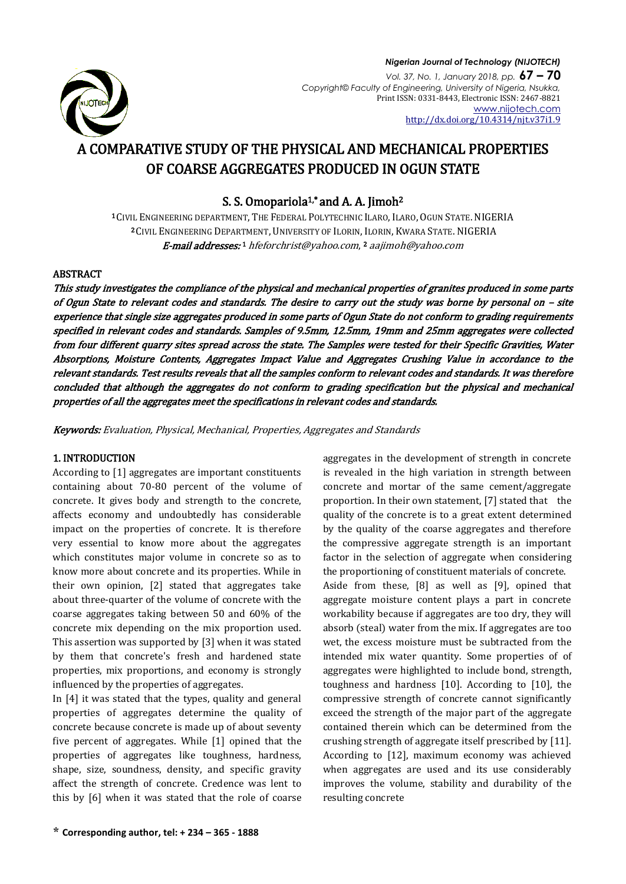# A COMPARATIVE STUDY OF THE PHYSICAL AND MECHANICAL PROPERTIES OF COARSE AGGREGATES PRODUCED IN OGUN STATE

**S. S. Omopariola[1,*] and A. A. Jimoh[2]**

[1] CIVIL ENGINEERING DEPARTMENT, THE FEDERAL POLYTECHNIC ILARO, ILARO, OGUN STATE. NIGERIA
[2] CIVIL ENGINEERING DEPARTMENT, UNIVERSITY OF ILORIN, ILORIN, KWARA STATE. NIGERIA
*E-mail addresses:* [1] hfeforchrist@yahoo.com, [2] aajimoh@yahoo.com

## ABSTRACT

*This study investigates the compliance of the physical and mechanical properties of granites produced in some parts of Ogun State to relevant codes and standards. The desire to carry out the study was borne by personal on – site experience that single size aggregates produced in some parts of Ogun State do not conform to grading requirements specified in relevant codes and standards. Samples of 9.5mm, 12.5mm, 19mm and 25mm aggregates were collected from four different quarry sites spread across the state. The Samples were tested for their Specific Gravities, Water Absorptions, Moisture Contents, Aggregates Impact Value and Aggregates Crushing Value in accordance to the relevant standards. Test results reveals that all the samples conform to relevant codes and standards. It was therefore concluded that although the aggregates do not conform to grading specification but the physical and mechanical properties of all the aggregates meet the specifications in relevant codes and standards.*

**Keywords:** *Evaluation, Physical, Mechanical, Properties, Aggregates and Standards*

## 1. INTRODUCTION

According to [1] aggregates are important constituents containing about 70-80 percent of the volume of concrete. It gives body and strength to the concrete, affects economy and undoubtedly has considerable impact on the properties of concrete. It is therefore very essential to know more about the aggregates which constitutes major volume in concrete so as to know more about concrete and its properties. While in their own opinion, [2] stated that aggregates take about three-quarter of the volume of concrete with the coarse aggregates taking between 50 and 60% of the concrete mix depending on the mix proportion used. This assertion was supported by [3] when it was stated by them that concrete's fresh and hardened state properties, mix proportions, and economy is strongly influenced by the properties of aggregates.

In [4] it was stated that the types, quality and general properties of aggregates determine the quality of concrete because concrete is made up of about seventy five percent of aggregates. While [1] opined that the properties of aggregates like toughness, hardness, shape, size, soundness, density, and specific gravity affect the strength of concrete. Credence was lent to this by [6] when it was stated that the role of coarse aggregates in the development of strength in concrete is revealed in the high variation in strength between concrete and mortar of the same cement/aggregate proportion. In their own statement, [7] stated that the quality of the concrete is to a great extent determined by the quality of the coarse aggregates and therefore the compressive aggregate strength is an important factor in the selection of aggregate when considering the proportioning of constituent materials of concrete.

Aside from these, [8] as well as [9], opined that aggregate moisture content plays a part in concrete workability because if aggregates are too dry, they will absorb (steal) water from the mix. If aggregates are too wet, the excess moisture must be subtracted from the intended mix water quantity. Some properties of of aggregates were highlighted to include bond, strength, toughness and hardness [10]. According to [10], the compressive strength of concrete cannot significantly exceed the strength of the major part of the aggregate contained therein which can be determined from the crushing strength of aggregate itself prescribed by [11]. According to [12], maximum economy was achieved when aggregates are used and its use considerably improves the volume, stability and durability of the resulting concrete

**\* Corresponding author, tel: + 234 – 365 - 1888**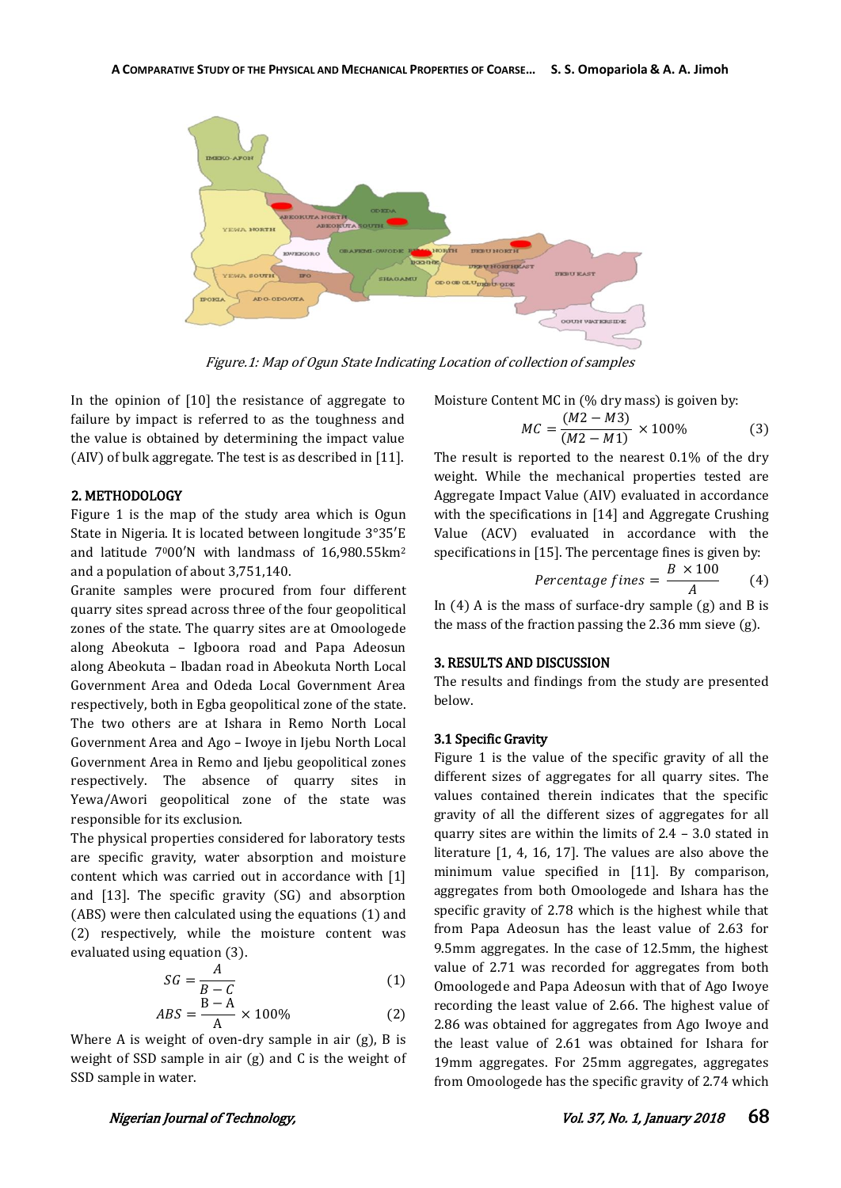Figure.1: Map of Ogun State Indicating Location of collection of samples

In the opinion of [10] the resistance of aggregate to failure by impact is referred to as the toughness and the value is obtained by determining the impact value (AIV) of bulk aggregate. The test is as described in [11].

## 2. METHODOLOGY

Figure 1 is the map of the study area which is Ogun State in Nigeria. It is located between longitude 3°35′E and latitude 7°00′N with landmass of 16,980.55km² and a population of about 3,751,140.

Granite samples were procured from four different quarry sites spread across three of the four geopolitical zones of the state. The quarry sites are at Omoologede along Abeokuta – Igboora road and Papa Adeosun along Abeokuta – Ibadan road in Abeokuta North Local Government Area and Odeda Local Government Area respectively, both in Egba geopolitical zone of the state. The two others are at Ishara in Remo North Local Government Area and Ago – Iwoye in Ijebu North Local Government Area in Remo and Ijebu geopolitical zones respectively. The absence of quarry sites in Yewa/Awori geopolitical zone of the state was responsible for its exclusion.

The physical properties considered for laboratory tests are specific gravity, water absorption and moisture content which was carried out in accordance with [1] and [13]. The specific gravity (SG) and absorption (ABS) were then calculated using the equations (1) and (2) respectively, while the moisture content was evaluated using equation (3).

$$SG = \frac{A}{B - C} \quad (1)$$

$$ABS = \frac{B - A}{A} \times 100\% \quad (2)$$

Where A is weight of oven-dry sample in air (g), B is weight of SSD sample in air (g) and C is the weight of SSD sample in water.

Moisture Content MC in (% dry mass) is goiven by:

$$MC = \frac{(M2 - M3)}{(M2 - M1)} \times 100\% \quad (3)$$

The result is reported to the nearest 0.1% of the dry weight. While the mechanical properties tested are Aggregate Impact Value (AIV) evaluated in accordance with the specifications in [14] and Aggregate Crushing Value (ACV) evaluated in accordance with the specifications in [15]. The percentage fines is given by:

$$Percentage\ fines = \frac{B \times 100}{A} \quad (4)$$

In (4) A is the mass of surface-dry sample (g) and B is the mass of the fraction passing the 2.36 mm sieve (g).

## 3. RESULTS AND DISCUSSION

The results and findings from the study are presented below.

### 3.1 Specific Gravity

Figure 1 is the value of the specific gravity of all the different sizes of aggregates for all quarry sites. The values contained therein indicates that the specific gravity of all the different sizes of aggregates for all quarry sites are within the limits of 2.4 – 3.0 stated in literature [1, 4, 16, 17]. The values are also above the minimum value specified in [11]. By comparison, aggregates from both Omoologede and Ishara has the specific gravity of 2.78 which is the highest while that from Papa Adeosun has the least value of 2.63 for 9.5mm aggregates. In the case of 12.5mm, the highest value of 2.71 was recorded for aggregates from both Omoologede and Papa Adeosun with that of Ago Iwoye recording the least value of 2.66. The highest value of 2.86 was obtained for aggregates from Ago Iwoye and the least value of 2.61 was obtained for Ishara for 19mm aggregates. For 25mm aggregates, aggregates from Omoologede has the specific gravity of 2.74 which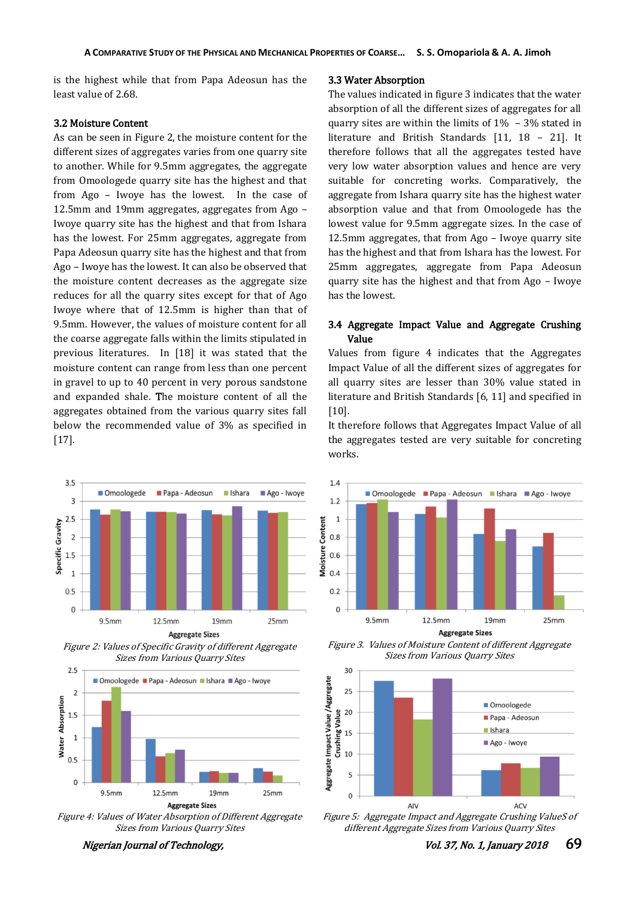is the highest while that from Papa Adeosun has the least value of 2.68.

### 3.2 Moisture Content

As can be seen in Figure 2, the moisture content for the different sizes of aggregates varies from one quarry site to another. While for 9.5mm aggregates, the aggregate from Omoologede quarry site has the highest and that from Ago – Iwoye has the lowest. In the case of 12.5mm and 19mm aggregates, aggregates from Ago – Iwoye quarry site has the highest and that from Ishara has the lowest. For 25mm aggregates, aggregate from Papa Adeosun quarry site has the highest and that from Ago – Iwoye has the lowest. It can also be observed that the moisture content decreases as the aggregate size reduces for all the quarry sites except for that of Ago Iwoye where that of 12.5mm is higher than that of 9.5mm. However, the values of moisture content for all the coarse aggregate falls within the limits stipulated in previous literatures. In [18] it was stated that the moisture content can range from less than one percent in gravel to up to 40 percent in very porous sandstone and expanded shale. The moisture content of all the aggregates obtained from the various quarry sites fall below the recommended value of 3% as specified in [17].

### 3.3 Water Absorption

The values indicated in figure 3 indicates that the water absorption of all the different sizes of aggregates for all quarry sites are within the limits of 1% – 3% stated in literature and British Standards [11, 18 – 21]. It therefore follows that all the aggregates tested have very low water absorption values and hence are very suitable for concreting works. Comparatively, the aggregate from Ishara quarry site has the highest water absorption value and that from Omoologede has the lowest value for 9.5mm aggregate sizes. In the case of 12.5mm aggregates, that from Ago – Iwoye quarry site has the highest and that from Ishara has the lowest. For 25mm aggregates, aggregate from Papa Adeosun quarry site has the highest and that from Ago – Iwoye has the lowest.

### 3.4 Aggregate Impact Value and Aggregate Crushing Value

Values from figure 4 indicates that the Aggregates Impact Value of all the different sizes of aggregates for all quarry sites are lesser than 30% value stated in literature and British Standards [6, 11] and specified in [10].

It therefore follows that Aggregates Impact Value of all the aggregates tested are very suitable for concreting works.

*Figure 2: Values of Specific Gravity of different Aggregate Sizes from Various Quarry Sites*

*Figure 3. Values of Moisture Content of different Aggregate Sizes from Various Quarry Sites*

*Figure 4: Values of Water Absorption of Different Aggregate Sizes from Various Quarry Sites*

*Figure 5: Aggregate Impact and Aggregate Crushing ValueS of different Aggregate Sizes from Various Quarry Sites*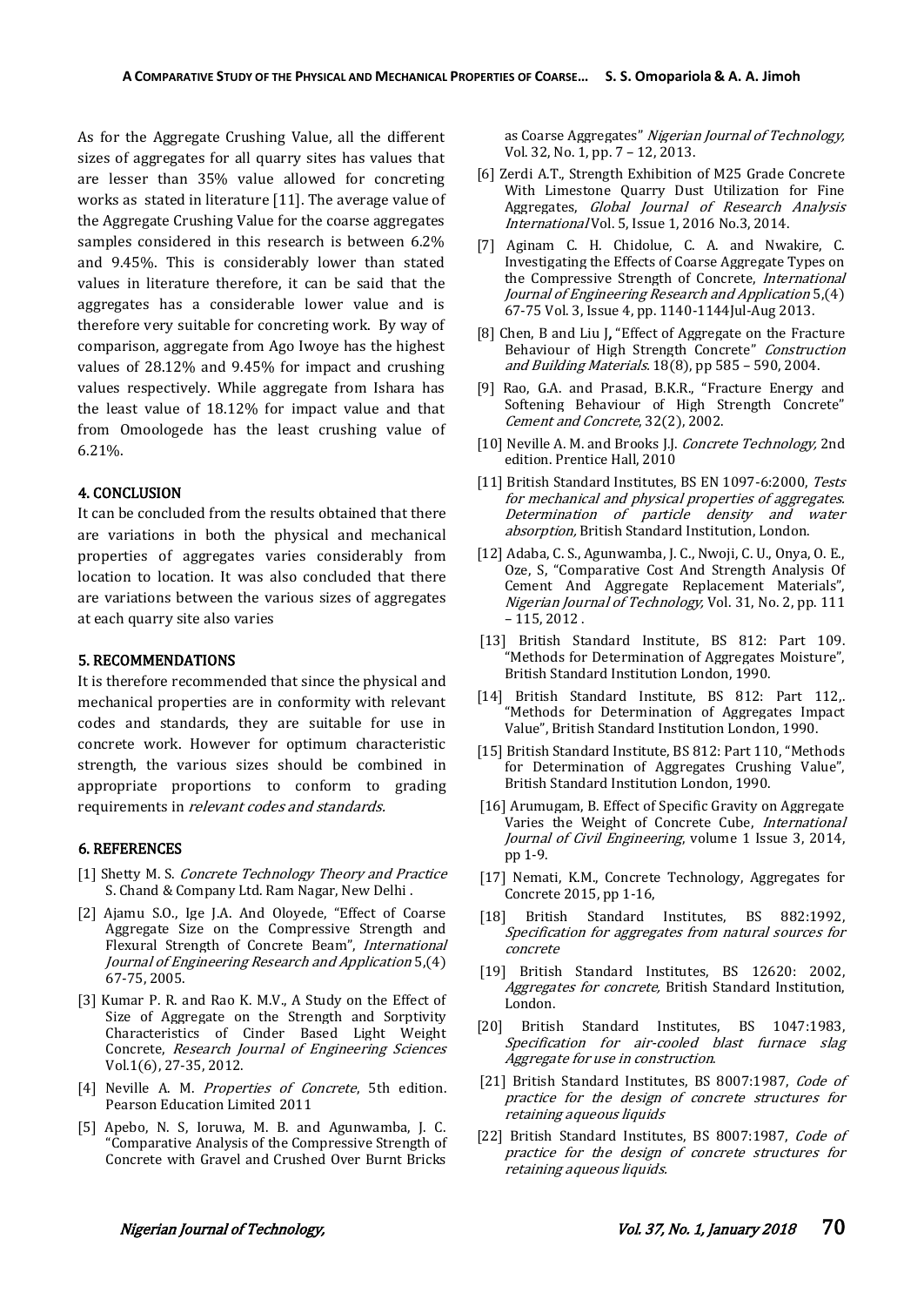As for the Aggregate Crushing Value, all the different sizes of aggregates for all quarry sites has values that are lesser than 35% value allowed for concreting works as stated in literature [11]. The average value of the Aggregate Crushing Value for the coarse aggregates samples considered in this research is between 6.2% and 9.45%. This is considerably lower than stated values in literature therefore, it can be said that the aggregates has a considerable lower value and is therefore very suitable for concreting work. By way of comparison, aggregate from Ago Iwoye has the highest values of 28.12% and 9.45% for impact and crushing values respectively. While aggregate from Ishara has the least value of 18.12% for impact value and that from Omoologede has the least crushing value of 6.21%.

## 4. CONCLUSION

It can be concluded from the results obtained that there are variations in both the physical and mechanical properties of aggregates varies considerably from location to location. It was also concluded that there are variations between the various sizes of aggregates at each quarry site also varies

## 5. RECOMMENDATIONS

It is therefore recommended that since the physical and mechanical properties are in conformity with relevant codes and standards, they are suitable for use in concrete work. However for optimum characteristic strength, the various sizes should be combined in appropriate proportions to conform to grading requirements in *relevant codes and standards.*

## 6. REFERENCES

[1] Shetty M. S. *Concrete Technology Theory and Practice* S. Chand & Company Ltd. Ram Nagar, New Delhi .

[2] Ajamu S.O., Ige J.A. And Oloyede, "Effect of Coarse Aggregate Size on the Compressive Strength and Flexural Strength of Concrete Beam", *International Journal of Engineering Research and Application* 5,(4) 67-75, 2005.

[3] Kumar P. R. and Rao K. M.V., A Study on the Effect of Size of Aggregate on the Strength and Sorptivity Characteristics of Cinder Based Light Weight Concrete, *Research Journal of Engineering Sciences* Vol.1(6), 27-35, 2012.

[4] Neville A. M. *Properties of Concrete*, 5th edition. Pearson Education Limited 2011

[5] Apebo, N. S, Ioruwa, M. B. and Agunwamba, J. C. "Comparative Analysis of the Compressive Strength of Concrete with Gravel and Crushed Over Burnt Bricks as Coarse Aggregates" *Nigerian Journal of Technology,* Vol. 32, No. 1, pp. 7 – 12, 2013.

[6] Zerdi A.T., Strength Exhibition of M25 Grade Concrete With Limestone Quarry Dust Utilization for Fine Aggregates, *Global Journal of Research Analysis International* Vol. 5, Issue 1, 2016 No.3, 2014.

[7] Aginam C. H. Chidolue, C. A. and Nwakire, C. Investigating the Effects of Coarse Aggregate Types on the Compressive Strength of Concrete, *International Journal of Engineering Research and Application* 5,(4) 67-75 Vol. 3, Issue 4, pp. 1140-1144Jul-Aug 2013.

[8] Chen, B and Liu J, "Effect of Aggregate on the Fracture Behaviour of High Strength Concrete" *Construction and Building Materials.* 18(8), pp 585 – 590, 2004.

[9] Rao, G.A. and Prasad, B.K.R., "Fracture Energy and Softening Behaviour of High Strength Concrete" *Cement and Concrete*, 32(2), 2002.

[10] Neville A. M. and Brooks J.J. *Concrete Technology,* 2nd edition. Prentice Hall, 2010

[11] British Standard Institutes, BS EN 1097-6:2000, *Tests for mechanical and physical properties of aggregates. Determination of particle density and water absorption,* British Standard Institution, London.

[12] Adaba, C. S., Agunwamba, J. C., Nwoji, C. U., Onya, O. E., Oze, S, "Comparative Cost And Strength Analysis Of Cement And Aggregate Replacement Materials", *Nigerian Journal of Technology,* Vol. 31, No. 2, pp. 111 – 115, 2012 .

[13] British Standard Institute, BS 812: Part 109. "Methods for Determination of Aggregates Moisture", British Standard Institution London, 1990.

[14] British Standard Institute, BS 812: Part 112,. "Methods for Determination of Aggregates Impact Value", British Standard Institution London, 1990.

[15] British Standard Institute, BS 812: Part 110, "Methods for Determination of Aggregates Crushing Value", British Standard Institution London, 1990.

[16] Arumugam, B. Effect of Specific Gravity on Aggregate Varies the Weight of Concrete Cube, *International Journal of Civil Engineering*, volume 1 Issue 3, 2014, pp 1-9.

[17] Nemati, K.M., Concrete Technology, Aggregates for Concrete 2015, pp 1-16,

[18] British Standard Institutes, BS 882:1992, *Specification for aggregates from natural sources for concrete*

[19] British Standard Institutes, BS 12620: 2002, *Aggregates for concrete,* British Standard Institution, London.

[20] British Standard Institutes, BS 1047:1983, *Specification for air-cooled blast furnace slag Aggregate for use in construction.*

[21] British Standard Institutes, BS 8007:1987, *Code of practice for the design of concrete structures for retaining aqueous liquids*

[22] British Standard Institutes, BS 8007:1987, *Code of practice for the design of concrete structures for retaining aqueous liquids.*